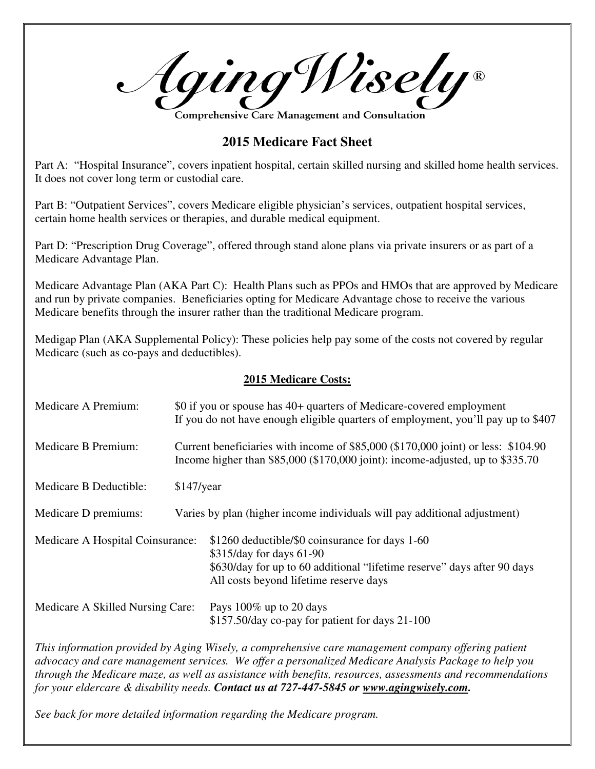# AgingWisely®

**Comprehensive Care Management and Consultation**

## 2015 Medicare Fact Sheet

Part A: "Hospital Insurance", covers inpatient hospital, certain skilled nursing and skilled home health services. It does not cover long term or custodial care.

Part B: "Outpatient Services", covers Medicare eligible physician's services, outpatient hospital services, certain home health services or therapies, and durable medical equipment.

Part D: "Prescription Drug Coverage", offered through stand alone plans via private insurers or as part of a Medicare Advantage Plan.

Medicare Advantage Plan (AKA Part C): Health Plans such as PPOs and HMOs that are approved by Medicare and run by private companies. Beneficiaries opting for Medicare Advantage chose to receive the various Medicare benefits through the insurer rather than the traditional Medicare program.

Medigap Plan (AKA Supplemental Policy): These policies help pay some of the costs not covered by regular Medicare (such as co-pays and deductibles).

### 2015 Medicare Costs:

| | |
|---|---|
| Medicare A Premium: | $0 if you or spouse has 40+ quarters of Medicare-covered employment<br>If you do not have enough eligible quarters of employment, you'll pay up to $407 |
| Medicare B Premium: | Current beneficiaries with income of $85,000 ($170,000 joint) or less: $104.90<br>Income higher than $85,000 ($170,000 joint): income-adjusted, up to $335.70 |
| Medicare B Deductible: | $147/year |
| Medicare D premiums: | Varies by plan (higher income individuals will pay additional adjustment) |
| Medicare A Hospital Coinsurance: | $1260 deductible/$0 coinsurance for days 1-60<br>$315/day for days 61-90<br>$630/day for up to 60 additional "lifetime reserve" days after 90 days<br>All costs beyond lifetime reserve days |
| Medicare A Skilled Nursing Care: | Pays 100% up to 20 days<br>$157.50/day co-pay for patient for days 21-100 |

*This information provided by Aging Wisely, a comprehensive care management company offering patient advocacy and care management services. We offer a personalized Medicare Analysis Package to help you through the Medicare maze, as well as assistance with benefits, resources, assessments and recommendations for your eldercare & disability needs.* ***Contact us at 727-447-5845 or www.agingwisely.com.***

*See back for more detailed information regarding the Medicare program.*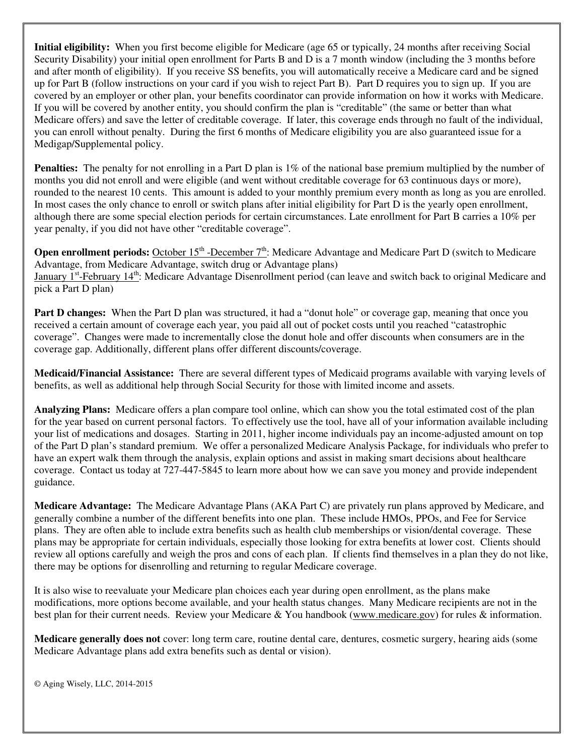**Initial eligibility:** When you first become eligible for Medicare (age 65 or typically, 24 months after receiving Social Security Disability) your initial open enrollment for Parts B and D is a 7 month window (including the 3 months before and after month of eligibility). If you receive SS benefits, you will automatically receive a Medicare card and be signed up for Part B (follow instructions on your card if you wish to reject Part B). Part D requires you to sign up. If you are covered by an employer or other plan, your benefits coordinator can provide information on how it works with Medicare. If you will be covered by another entity, you should confirm the plan is "creditable" (the same or better than what Medicare offers) and save the letter of creditable coverage. If later, this coverage ends through no fault of the individual, you can enroll without penalty. During the first 6 months of Medicare eligibility you are also guaranteed issue for a Medigap/Supplemental policy.

**Penalties:** The penalty for not enrolling in a Part D plan is 1% of the national base premium multiplied by the number of months you did not enroll and were eligible (and went without creditable coverage for 63 continuous days or more), rounded to the nearest 10 cents. This amount is added to your monthly premium every month as long as you are enrolled. In most cases the only chance to enroll or switch plans after initial eligibility for Part D is the yearly open enrollment, although there are some special election periods for certain circumstances. Late enrollment for Part B carries a 10% per year penalty, if you did not have other "creditable coverage".

**Open enrollment periods:** October 15th -December 7th: Medicare Advantage and Medicare Part D (switch to Medicare Advantage, from Medicare Advantage, switch drug or Advantage plans)
January 1st-February 14th: Medicare Advantage Disenrollment period (can leave and switch back to original Medicare and pick a Part D plan)

**Part D changes:** When the Part D plan was structured, it had a "donut hole" or coverage gap, meaning that once you received a certain amount of coverage each year, you paid all out of pocket costs until you reached "catastrophic coverage". Changes were made to incrementally close the donut hole and offer discounts when consumers are in the coverage gap. Additionally, different plans offer different discounts/coverage.

**Medicaid/Financial Assistance:** There are several different types of Medicaid programs available with varying levels of benefits, as well as additional help through Social Security for those with limited income and assets.

**Analyzing Plans:** Medicare offers a plan compare tool online, which can show you the total estimated cost of the plan for the year based on current personal factors. To effectively use the tool, have all of your information available including your list of medications and dosages. Starting in 2011, higher income individuals pay an income-adjusted amount on top of the Part D plan's standard premium. We offer a personalized Medicare Analysis Package, for individuals who prefer to have an expert walk them through the analysis, explain options and assist in making smart decisions about healthcare coverage. Contact us today at 727-447-5845 to learn more about how we can save you money and provide independent guidance.

**Medicare Advantage:** The Medicare Advantage Plans (AKA Part C) are privately run plans approved by Medicare, and generally combine a number of the different benefits into one plan. These include HMOs, PPOs, and Fee for Service plans. They are often able to include extra benefits such as health club memberships or vision/dental coverage. These plans may be appropriate for certain individuals, especially those looking for extra benefits at lower cost. Clients should review all options carefully and weigh the pros and cons of each plan. If clients find themselves in a plan they do not like, there may be options for disenrolling and returning to regular Medicare coverage.

It is also wise to reevaluate your Medicare plan choices each year during open enrollment, as the plans make modifications, more options become available, and your health status changes. Many Medicare recipients are not in the best plan for their current needs. Review your Medicare & You handbook (www.medicare.gov) for rules & information.

**Medicare generally does not** cover: long term care, routine dental care, dentures, cosmetic surgery, hearing aids (some Medicare Advantage plans add extra benefits such as dental or vision).

© Aging Wisely, LLC, 2014-2015